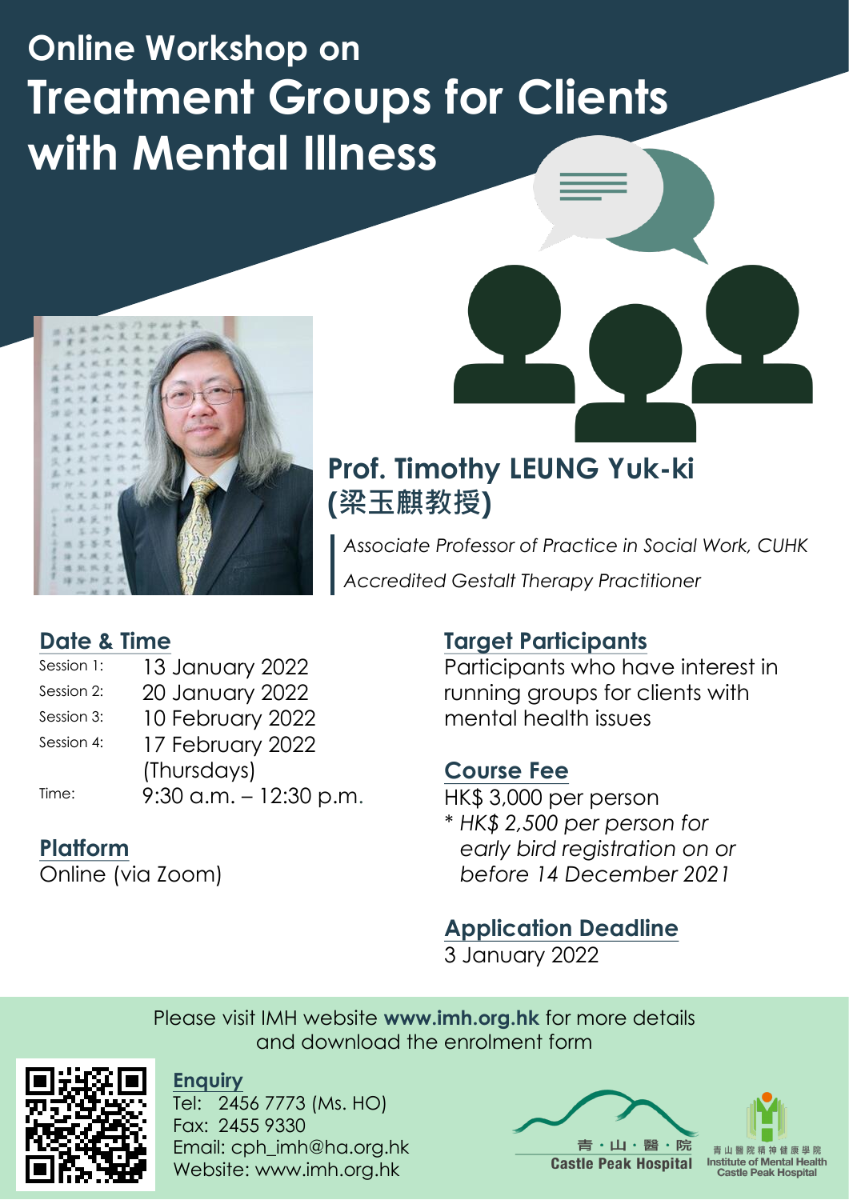# Online Workshop on
# Treatment Groups for Clients with Mental Illness

## Prof. Timothy LEUNG Yuk-ki (梁玉麒教授)

*Associate Professor of Practice in Social Work, CUHK*

*Accredited Gestalt Therapy Practitioner*

## Date & Time

| | |
|---|---|
| Session 1: | 13 January 2022 |
| Session 2: | 20 January 2022 |
| Session 3: | 10 February 2022 |
| Session 4: | 17 February 2022 (Thursdays) |
| Time: | 9:30 a.m. – 12:30 p.m. |

## Platform

Online (via Zoom)

## Target Participants

Participants who have interest in running groups for clients with mental health issues

## Course Fee

HK$ 3,000 per person

\* *HK$ 2,500 per person for early bird registration on or before 14 December 2021*

## Application Deadline

3 January 2022

Please visit IMH website **www.imh.org.hk** for more details and download the enrolment form

## Enquiry

Tel: 2456 7773 (Ms. HO)
Fax: 2455 9330
Email: cph_imh@ha.org.hk
Website: www.imh.org.hk

青・山・醫・院 Castle Peak Hospital

青山醫院精神健康學院 Institute of Mental Health Castle Peak Hospital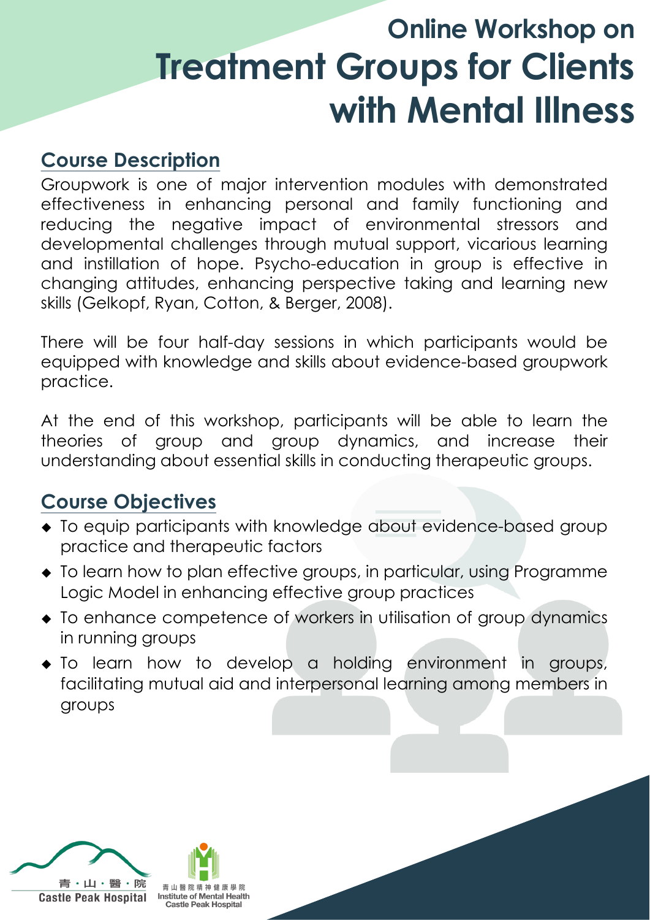# Online Workshop on
# Treatment Groups for Clients with Mental Illness

## Course Description

Groupwork is one of major intervention modules with demonstrated effectiveness in enhancing personal and family functioning and reducing the negative impact of environmental stressors and developmental challenges through mutual support, vicarious learning and instillation of hope. Psycho-education in group is effective in changing attitudes, enhancing perspective taking and learning new skills (Gelkopf, Ryan, Cotton, & Berger, 2008).

There will be four half-day sessions in which participants would be equipped with knowledge and skills about evidence-based groupwork practice.

At the end of this workshop, participants will be able to learn the theories of group and group dynamics, and increase their understanding about essential skills in conducting therapeutic groups.

## Course Objectives

- To equip participants with knowledge about evidence-based group practice and therapeutic factors
- To learn how to plan effective groups, in particular, using Programme Logic Model in enhancing effective group practices
- To enhance competence of workers in utilisation of group dynamics in running groups
- To learn how to develop a holding environment in groups, facilitating mutual aid and interpersonal learning among members in groups

青・山・醫・院
Castle Peak Hospital

青山醫院精神健康學院
Institute of Mental Health
Castle Peak Hospital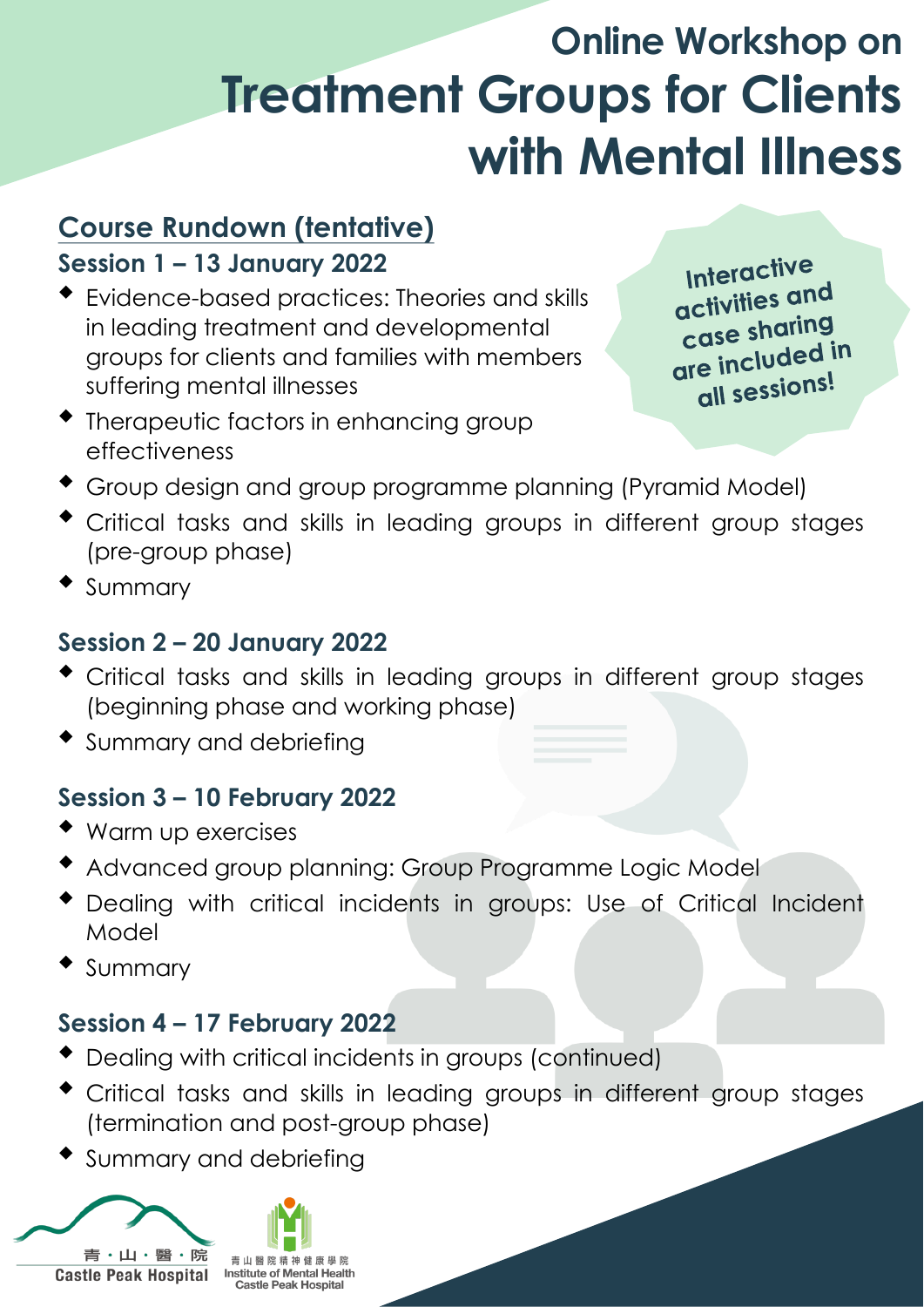# Online Workshop on Treatment Groups for Clients with Mental Illness

## Course Rundown (tentative)

**Interactive activities and case sharing are included in all sessions!**

### Session 1 – 13 January 2022

- Evidence-based practices: Theories and skills in leading treatment and developmental groups for clients and families with members suffering mental illnesses
- Therapeutic factors in enhancing group effectiveness
- Group design and group programme planning (Pyramid Model)
- Critical tasks and skills in leading groups in different group stages (pre-group phase)
- Summary

### Session 2 – 20 January 2022

- Critical tasks and skills in leading groups in different group stages (beginning phase and working phase)
- Summary and debriefing

### Session 3 – 10 February 2022

- Warm up exercises
- Advanced group planning: Group Programme Logic Model
- Dealing with critical incidents in groups: Use of Critical Incident Model
- Summary

### Session 4 – 17 February 2022

- Dealing with critical incidents in groups (continued)
- Critical tasks and skills in leading groups in different group stages (termination and post-group phase)
- Summary and debriefing

青・山・醫・院 Castle Peak Hospital

青山醫院精神健康學院 Institute of Mental Health Castle Peak Hospital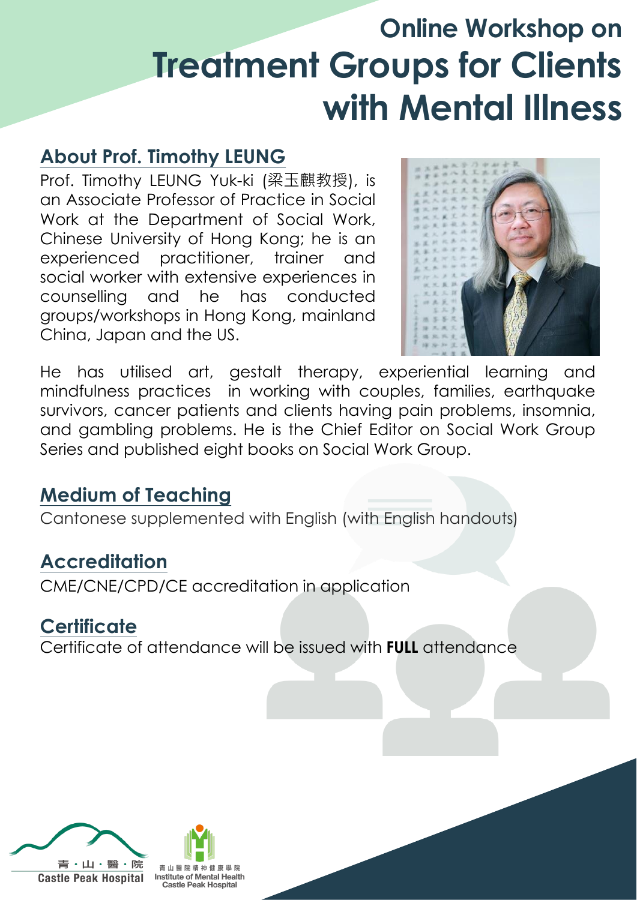# Online Workshop on Treatment Groups for Clients with Mental Illness

## About Prof. Timothy LEUNG

Prof. Timothy LEUNG Yuk-ki (梁玉麒教授), is an Associate Professor of Practice in Social Work at the Department of Social Work, Chinese University of Hong Kong; he is an experienced practitioner, trainer and social worker with extensive experiences in counselling and he has conducted groups/workshops in Hong Kong, mainland China, Japan and the US.

He has utilised art, gestalt therapy, experiential learning and mindfulness practices in working with couples, families, earthquake survivors, cancer patients and clients having pain problems, insomnia, and gambling problems. He is the Chief Editor on Social Work Group Series and published eight books on Social Work Group.

## Medium of Teaching

Cantonese supplemented with English (with English handouts)

## Accreditation

CME/CNE/CPD/CE accreditation in application

## Certificate

Certificate of attendance will be issued with **FULL** attendance

青・山・醫・院
Castle Peak Hospital

青山醫院精神健康學院
Institute of Mental Health
Castle Peak Hospital